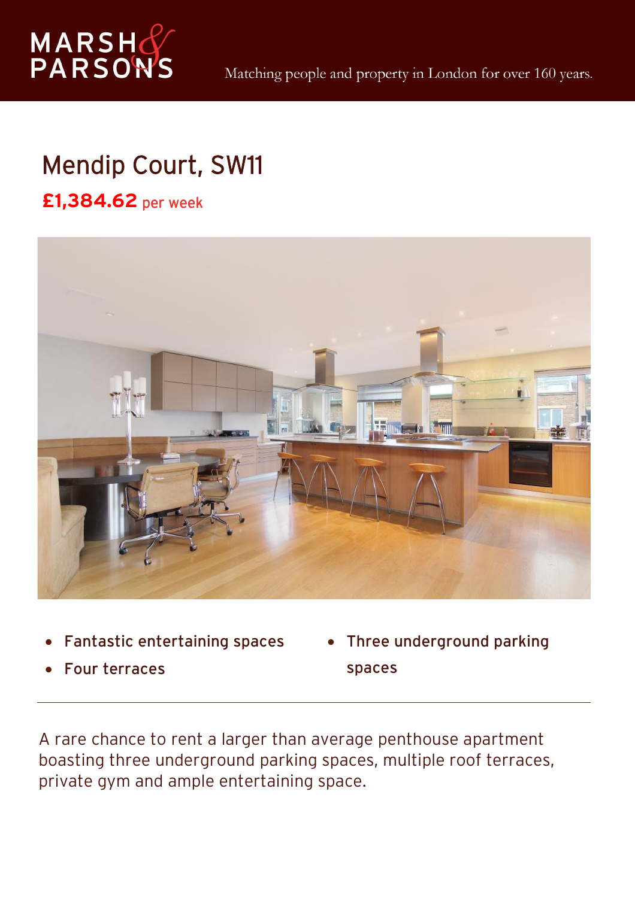MARSH & PARSONS

Matching people and property in London for over 160 years.

# Mendip Court, SW11

**£1,384.62** per week

- Fantastic entertaining spaces
- Four terraces
- Three underground parking spaces

A rare chance to rent a larger than average penthouse apartment boasting three underground parking spaces, multiple roof terraces, private gym and ample entertaining space.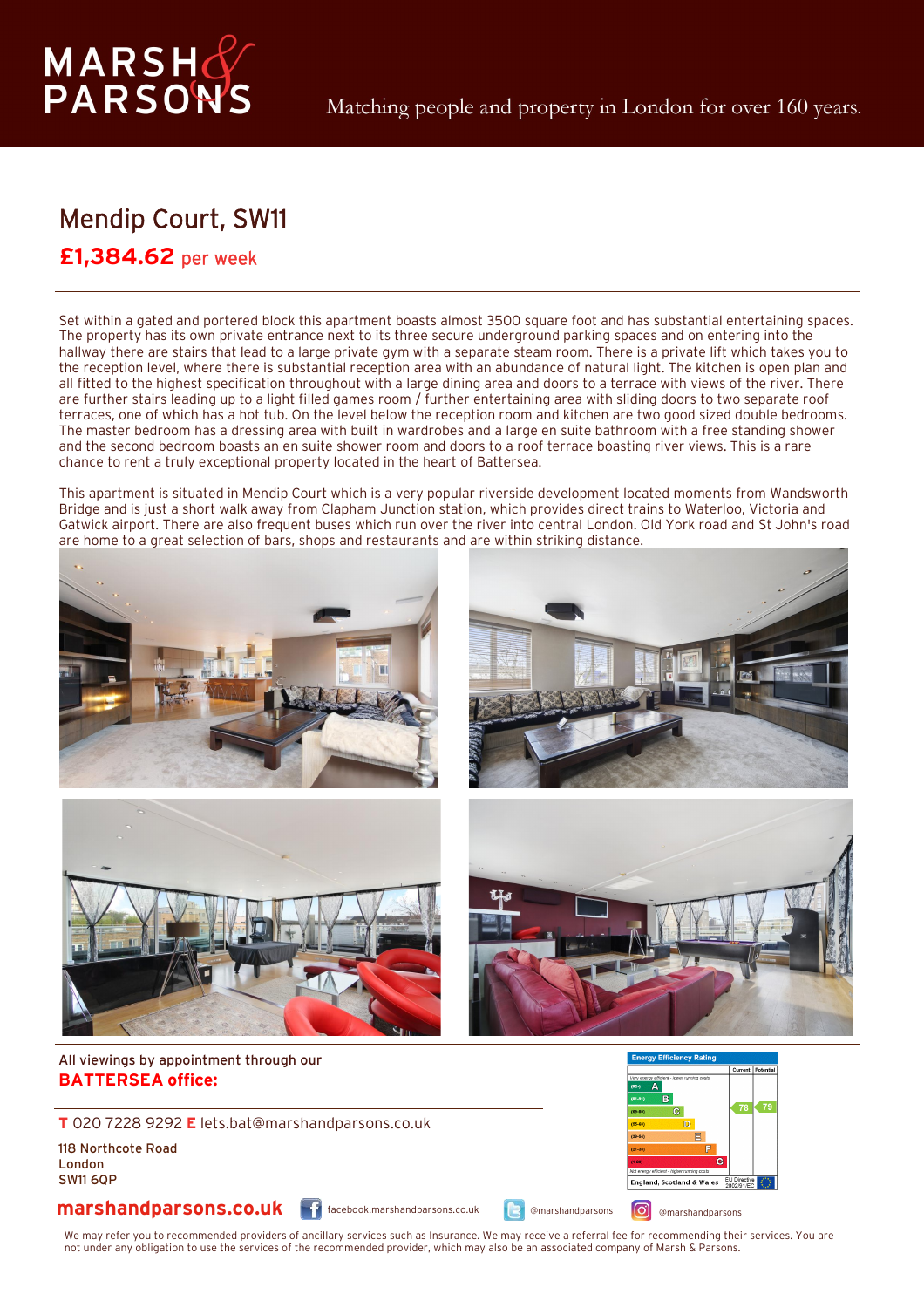MARSH & PARSONS

Matching people and property in London for over 160 years.

# Mendip Court, SW11

## £1,384.62 per week

Set within a gated and portered block this apartment boasts almost 3500 square foot and has substantial entertaining spaces. The property has its own private entrance next to its three secure underground parking spaces and on entering into the hallway there are stairs that lead to a large private gym with a separate steam room. There is a private lift which takes you to the reception level, where there is substantial reception area with an abundance of natural light. The kitchen is open plan and all fitted to the highest specification throughout with a large dining area and doors to a terrace with views of the river. There are further stairs leading up to a light filled games room / further entertaining area with sliding doors to two separate roof terraces, one of which has a hot tub. On the level below the reception room and kitchen are two good sized double bedrooms. The master bedroom has a dressing area with built in wardrobes and a large en suite bathroom with a free standing shower and the second bedroom boasts an en suite shower room and doors to a roof terrace boasting river views. This is a rare chance to rent a truly exceptional property located in the heart of Battersea.

This apartment is situated in Mendip Court which is a very popular riverside development located moments from Wandsworth Bridge and is just a short walk away from Clapham Junction station, which provides direct trains to Waterloo, Victoria and Gatwick airport. There are also frequent buses which run over the river into central London. Old York road and St John's road are home to a great selection of bars, shops and restaurants and are within striking distance.

All viewings by appointment through our
**BATTERSEA office:**

**T** 020 7228 9292 **E** lets.bat@marshandparsons.co.uk

118 Northcote Road
London
SW11 6QP

Energy Efficiency Rating
Current 78
Potential 79
England, Scotland & Wales
EU Directive 2002/91/EC

**marshandparsons.co.uk** facebook.marshandparsons.co.uk @marshandparsons @marshandparsons

We may refer you to recommended providers of ancillary services such as Insurance. We may receive a referral fee for recommending their services. You are not under any obligation to use the services of the recommended provider, which may also be an associated company of Marsh & Parsons.